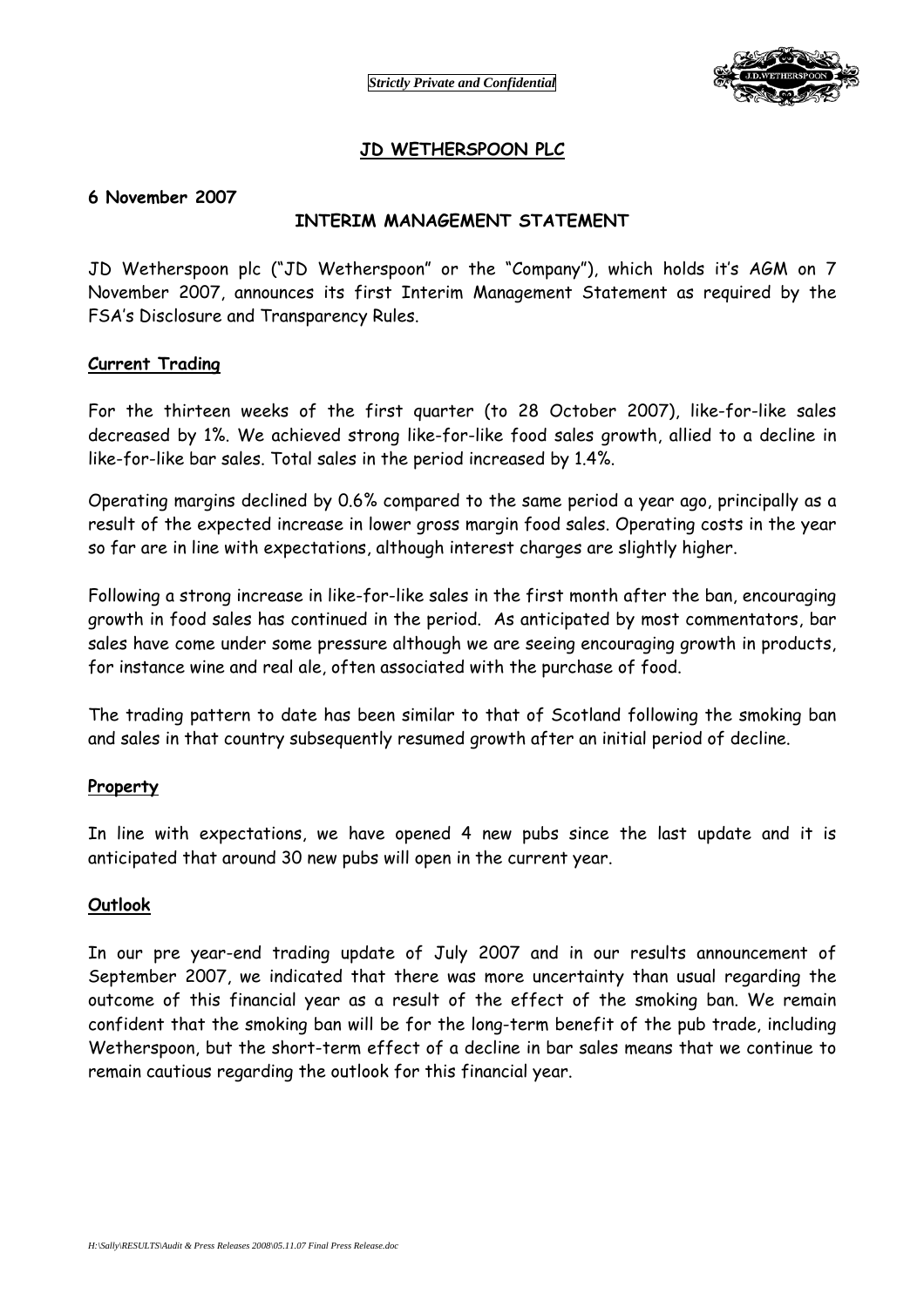*Strictly Private and Confidential*

# JD WETHERSPOON PLC

**6 November 2007**

## INTERIM MANAGEMENT STATEMENT

JD Wetherspoon plc ("JD Wetherspoon" or the "Company"), which holds it's AGM on 7 November 2007, announces its first Interim Management Statement as required by the FSA's Disclosure and Transparency Rules.

### Current Trading

For the thirteen weeks of the first quarter (to 28 October 2007), like-for-like sales decreased by 1%. We achieved strong like-for-like food sales growth, allied to a decline in like-for-like bar sales. Total sales in the period increased by 1.4%.

Operating margins declined by 0.6% compared to the same period a year ago, principally as a result of the expected increase in lower gross margin food sales. Operating costs in the year so far are in line with expectations, although interest charges are slightly higher.

Following a strong increase in like-for-like sales in the first month after the ban, encouraging growth in food sales has continued in the period. As anticipated by most commentators, bar sales have come under some pressure although we are seeing encouraging growth in products, for instance wine and real ale, often associated with the purchase of food.

The trading pattern to date has been similar to that of Scotland following the smoking ban and sales in that country subsequently resumed growth after an initial period of decline.

### Property

In line with expectations, we have opened 4 new pubs since the last update and it is anticipated that around 30 new pubs will open in the current year.

### Outlook

In our pre year-end trading update of July 2007 and in our results announcement of September 2007, we indicated that there was more uncertainty than usual regarding the outcome of this financial year as a result of the effect of the smoking ban. We remain confident that the smoking ban will be for the long-term benefit of the pub trade, including Wetherspoon, but the short-term effect of a decline in bar sales means that we continue to remain cautious regarding the outlook for this financial year.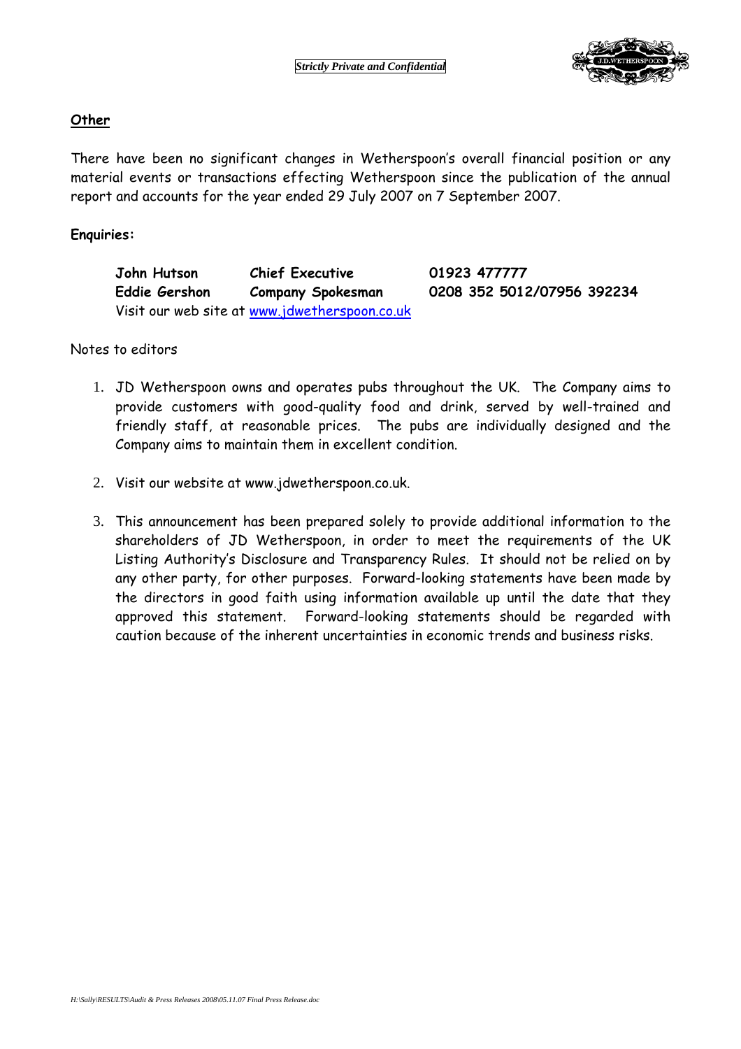## Other

There have been no significant changes in Wetherspoon's overall financial position or any material events or transactions effecting Wetherspoon since the publication of the annual report and accounts for the year ended 29 July 2007 on 7 September 2007.

**Enquiries:**

| | | |
|---|---|---|
| **John Hutson** | **Chief Executive** | **01923 477777** |
| **Eddie Gershon** | **Company Spokesman** | **0208 352 5012/07956 392234** |

Visit our web site at www.jdwetherspoon.co.uk

Notes to editors

1. JD Wetherspoon owns and operates pubs throughout the UK. The Company aims to provide customers with good-quality food and drink, served by well-trained and friendly staff, at reasonable prices. The pubs are individually designed and the Company aims to maintain them in excellent condition.

2. Visit our website at www.jdwetherspoon.co.uk.

3. This announcement has been prepared solely to provide additional information to the shareholders of JD Wetherspoon, in order to meet the requirements of the UK Listing Authority's Disclosure and Transparency Rules. It should not be relied on by any other party, for other purposes. Forward-looking statements have been made by the directors in good faith using information available up until the date that they approved this statement. Forward-looking statements should be regarded with caution because of the inherent uncertainties in economic trends and business risks.